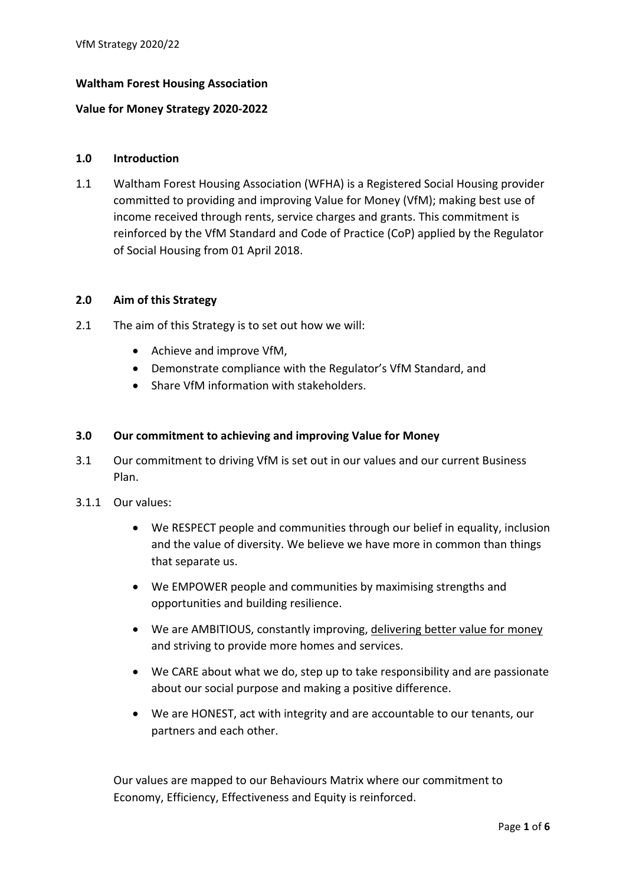**Waltham Forest Housing Association**

**Value for Money Strategy 2020-2022**

## 1.0 Introduction

1.1 Waltham Forest Housing Association (WFHA) is a Registered Social Housing provider committed to providing and improving Value for Money (VfM); making best use of income received through rents, service charges and grants. This commitment is reinforced by the VfM Standard and Code of Practice (CoP) applied by the Regulator of Social Housing from 01 April 2018.

## 2.0 Aim of this Strategy

2.1 The aim of this Strategy is to set out how we will:

- Achieve and improve VfM,
- Demonstrate compliance with the Regulator's VfM Standard, and
- Share VfM information with stakeholders.

## 3.0 Our commitment to achieving and improving Value for Money

3.1 Our commitment to driving VfM is set out in our values and our current Business Plan.

3.1.1 Our values:

- We RESPECT people and communities through our belief in equality, inclusion and the value of diversity. We believe we have more in common than things that separate us.
- We EMPOWER people and communities by maximising strengths and opportunities and building resilience.
- We are AMBITIOUS, constantly improving, <u>delivering better value for money</u> and striving to provide more homes and services.
- We CARE about what we do, step up to take responsibility and are passionate about our social purpose and making a positive difference.
- We are HONEST, act with integrity and are accountable to our tenants, our partners and each other.

Our values are mapped to our Behaviours Matrix where our commitment to Economy, Efficiency, Effectiveness and Equity is reinforced.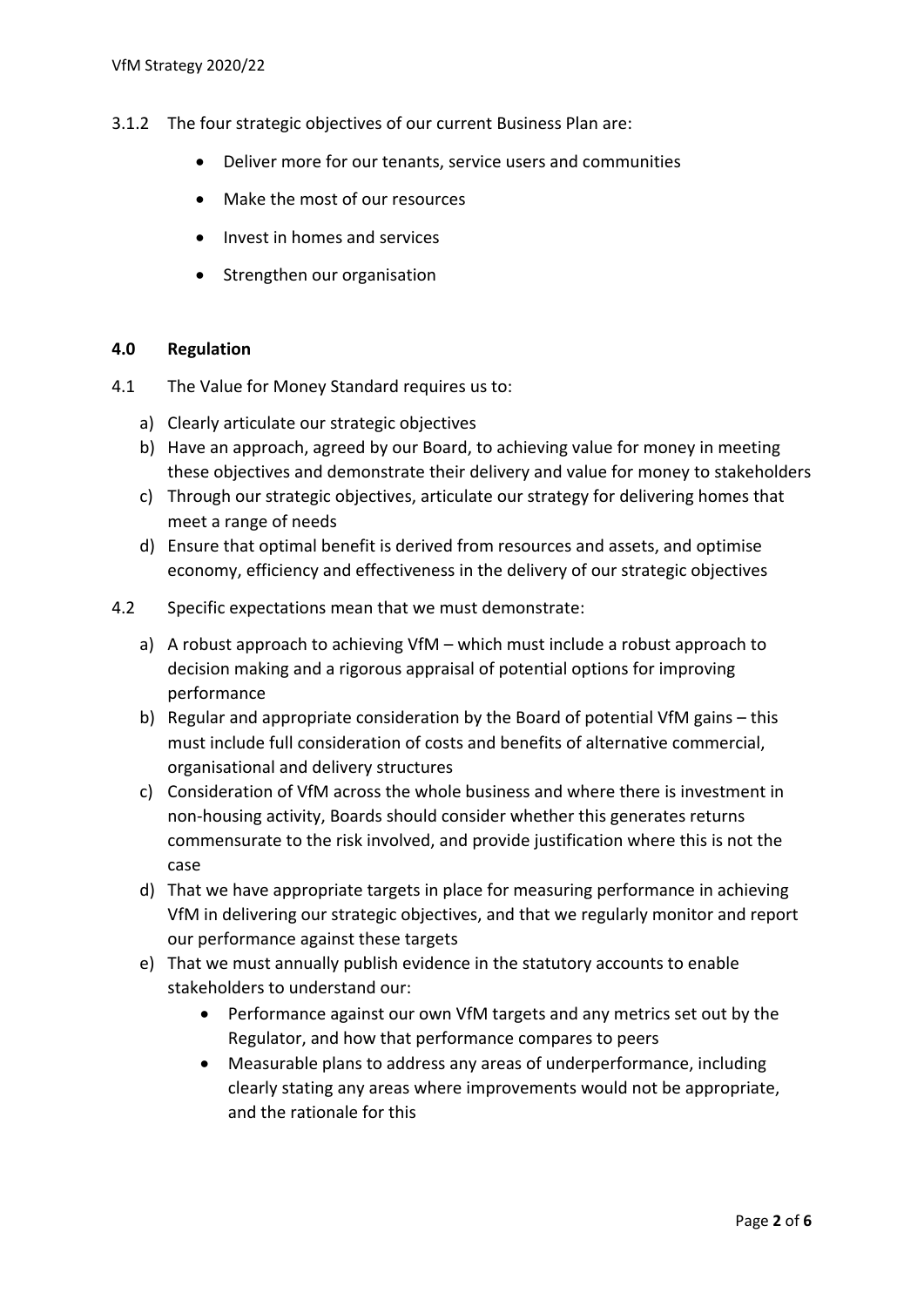3.1.2 The four strategic objectives of our current Business Plan are:

- Deliver more for our tenants, service users and communities
- Make the most of our resources
- Invest in homes and services
- Strengthen our organisation

## 4.0 Regulation

4.1 The Value for Money Standard requires us to:

a) Clearly articulate our strategic objectives
b) Have an approach, agreed by our Board, to achieving value for money in meeting these objectives and demonstrate their delivery and value for money to stakeholders
c) Through our strategic objectives, articulate our strategy for delivering homes that meet a range of needs
d) Ensure that optimal benefit is derived from resources and assets, and optimise economy, efficiency and effectiveness in the delivery of our strategic objectives

4.2 Specific expectations mean that we must demonstrate:

a) A robust approach to achieving VfM – which must include a robust approach to decision making and a rigorous appraisal of potential options for improving performance
b) Regular and appropriate consideration by the Board of potential VfM gains – this must include full consideration of costs and benefits of alternative commercial, organisational and delivery structures
c) Consideration of VfM across the whole business and where there is investment in non-housing activity, Boards should consider whether this generates returns commensurate to the risk involved, and provide justification where this is not the case
d) That we have appropriate targets in place for measuring performance in achieving VfM in delivering our strategic objectives, and that we regularly monitor and report our performance against these targets
e) That we must annually publish evidence in the statutory accounts to enable stakeholders to understand our:
    - Performance against our own VfM targets and any metrics set out by the Regulator, and how that performance compares to peers
    - Measurable plans to address any areas of underperformance, including clearly stating any areas where improvements would not be appropriate, and the rationale for this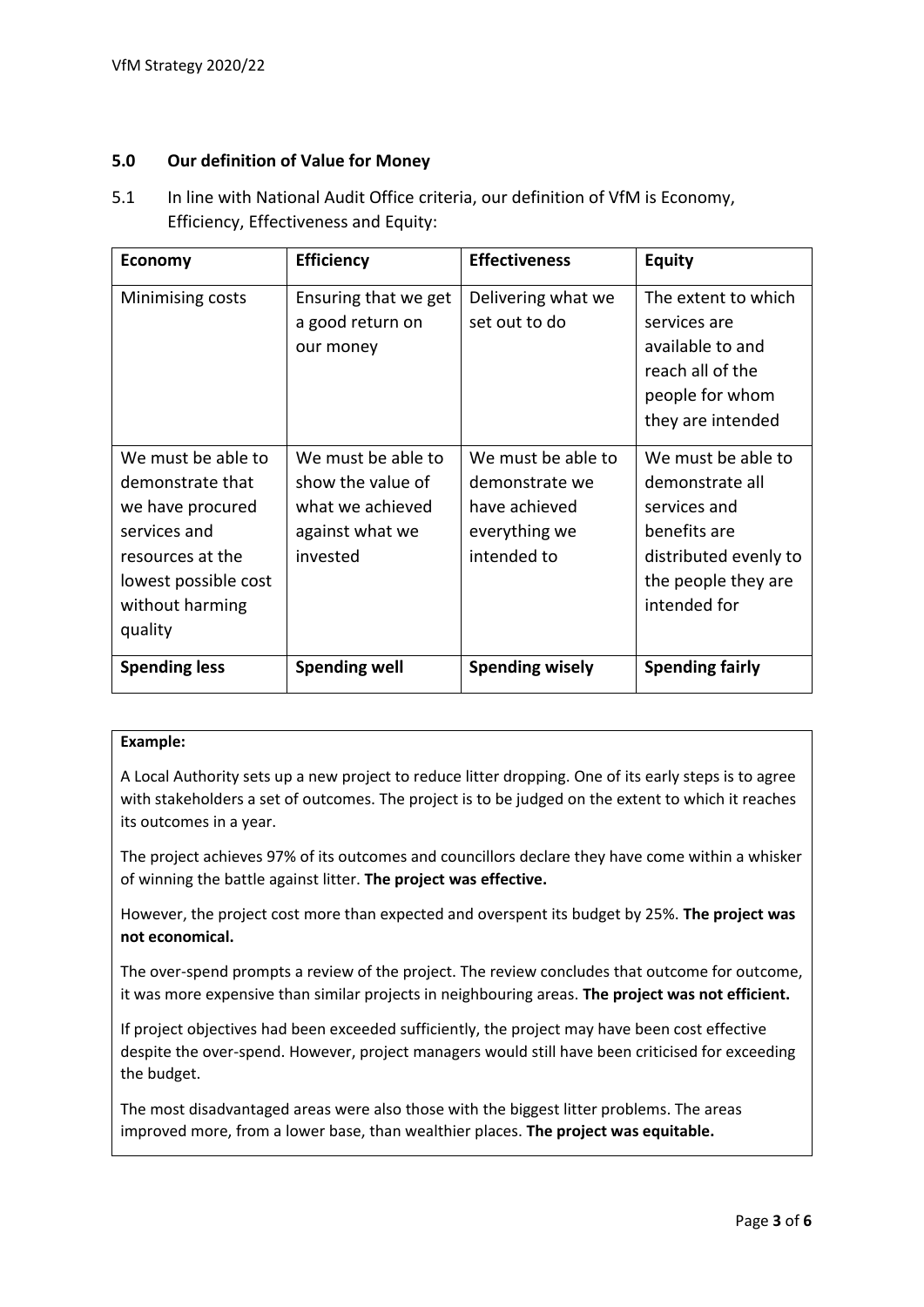## 5.0 Our definition of Value for Money

5.1 In line with National Audit Office criteria, our definition of VfM is Economy, Efficiency, Effectiveness and Equity:

| Economy | Efficiency | Effectiveness | Equity |
|---|---|---|---|
| Minimising costs | Ensuring that we get a good return on our money | Delivering what we set out to do | The extent to which services are available to and reach all of the people for whom they are intended |
| We must be able to demonstrate that we have procured services and resources at the lowest possible cost without harming quality | We must be able to show the value of what we achieved against what we invested | We must be able to demonstrate we have achieved everything we intended to | We must be able to demonstrate all services and benefits are distributed evenly to the people they are intended for |
| **Spending less** | **Spending well** | **Spending wisely** | **Spending fairly** |

**Example:**

A Local Authority sets up a new project to reduce litter dropping. One of its early steps is to agree with stakeholders a set of outcomes. The project is to be judged on the extent to which it reaches its outcomes in a year.

The project achieves 97% of its outcomes and councillors declare they have come within a whisker of winning the battle against litter. **The project was effective.**

However, the project cost more than expected and overspent its budget by 25%. **The project was not economical.**

The over-spend prompts a review of the project. The review concludes that outcome for outcome, it was more expensive than similar projects in neighbouring areas. **The project was not efficient.**

If project objectives had been exceeded sufficiently, the project may have been cost effective despite the over-spend. However, project managers would still have been criticised for exceeding the budget.

The most disadvantaged areas were also those with the biggest litter problems. The areas improved more, from a lower base, than wealthier places. **The project was equitable.**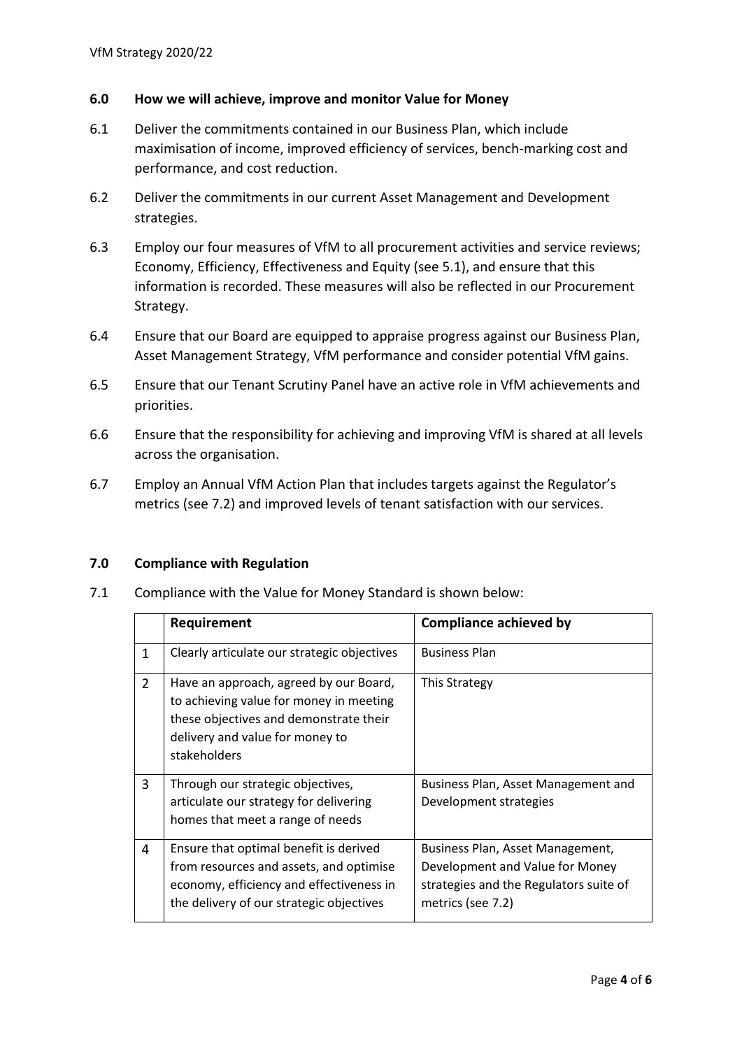## 6.0 How we will achieve, improve and monitor Value for Money

6.1 Deliver the commitments contained in our Business Plan, which include maximisation of income, improved efficiency of services, bench-marking cost and performance, and cost reduction.

6.2 Deliver the commitments in our current Asset Management and Development strategies.

6.3 Employ our four measures of VfM to all procurement activities and service reviews; Economy, Efficiency, Effectiveness and Equity (see 5.1), and ensure that this information is recorded. These measures will also be reflected in our Procurement Strategy.

6.4 Ensure that our Board are equipped to appraise progress against our Business Plan, Asset Management Strategy, VfM performance and consider potential VfM gains.

6.5 Ensure that our Tenant Scrutiny Panel have an active role in VfM achievements and priorities.

6.6 Ensure that the responsibility for achieving and improving VfM is shared at all levels across the organisation.

6.7 Employ an Annual VfM Action Plan that includes targets against the Regulator's metrics (see 7.2) and improved levels of tenant satisfaction with our services.

## 7.0 Compliance with Regulation

7.1 Compliance with the Value for Money Standard is shown below:

| | Requirement | Compliance achieved by |
|---|---|---|
| 1 | Clearly articulate our strategic objectives | Business Plan |
| 2 | Have an approach, agreed by our Board, to achieving value for money in meeting these objectives and demonstrate their delivery and value for money to stakeholders | This Strategy |
| 3 | Through our strategic objectives, articulate our strategy for delivering homes that meet a range of needs | Business Plan, Asset Management and Development strategies |
| 4 | Ensure that optimal benefit is derived from resources and assets, and optimise economy, efficiency and effectiveness in the delivery of our strategic objectives | Business Plan, Asset Management, Development and Value for Money strategies and the Regulators suite of metrics (see 7.2) |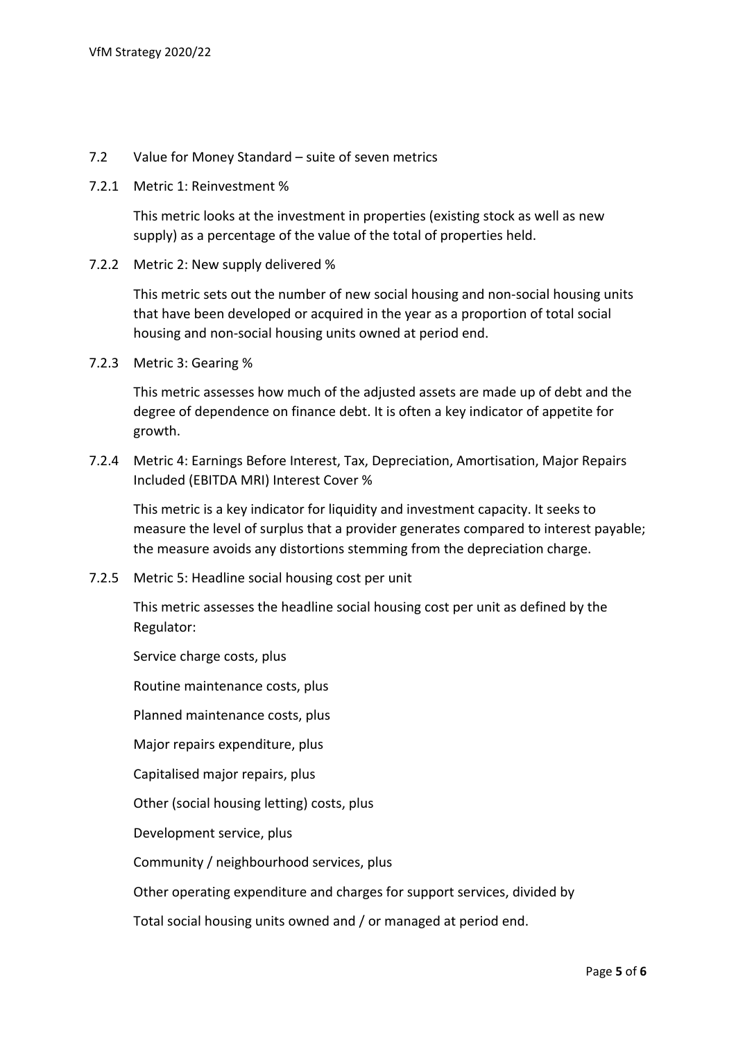## 7.2 Value for Money Standard – suite of seven metrics

### 7.2.1 Metric 1: Reinvestment %

This metric looks at the investment in properties (existing stock as well as new supply) as a percentage of the value of the total of properties held.

### 7.2.2 Metric 2: New supply delivered %

This metric sets out the number of new social housing and non-social housing units that have been developed or acquired in the year as a proportion of total social housing and non-social housing units owned at period end.

### 7.2.3 Metric 3: Gearing %

This metric assesses how much of the adjusted assets are made up of debt and the degree of dependence on finance debt. It is often a key indicator of appetite for growth.

### 7.2.4 Metric 4: Earnings Before Interest, Tax, Depreciation, Amortisation, Major Repairs Included (EBITDA MRI) Interest Cover %

This metric is a key indicator for liquidity and investment capacity. It seeks to measure the level of surplus that a provider generates compared to interest payable; the measure avoids any distortions stemming from the depreciation charge.

### 7.2.5 Metric 5: Headline social housing cost per unit

This metric assesses the headline social housing cost per unit as defined by the Regulator:

Service charge costs, plus

Routine maintenance costs, plus

Planned maintenance costs, plus

Major repairs expenditure, plus

Capitalised major repairs, plus

Other (social housing letting) costs, plus

Development service, plus

Community / neighbourhood services, plus

Other operating expenditure and charges for support services, divided by

Total social housing units owned and / or managed at period end.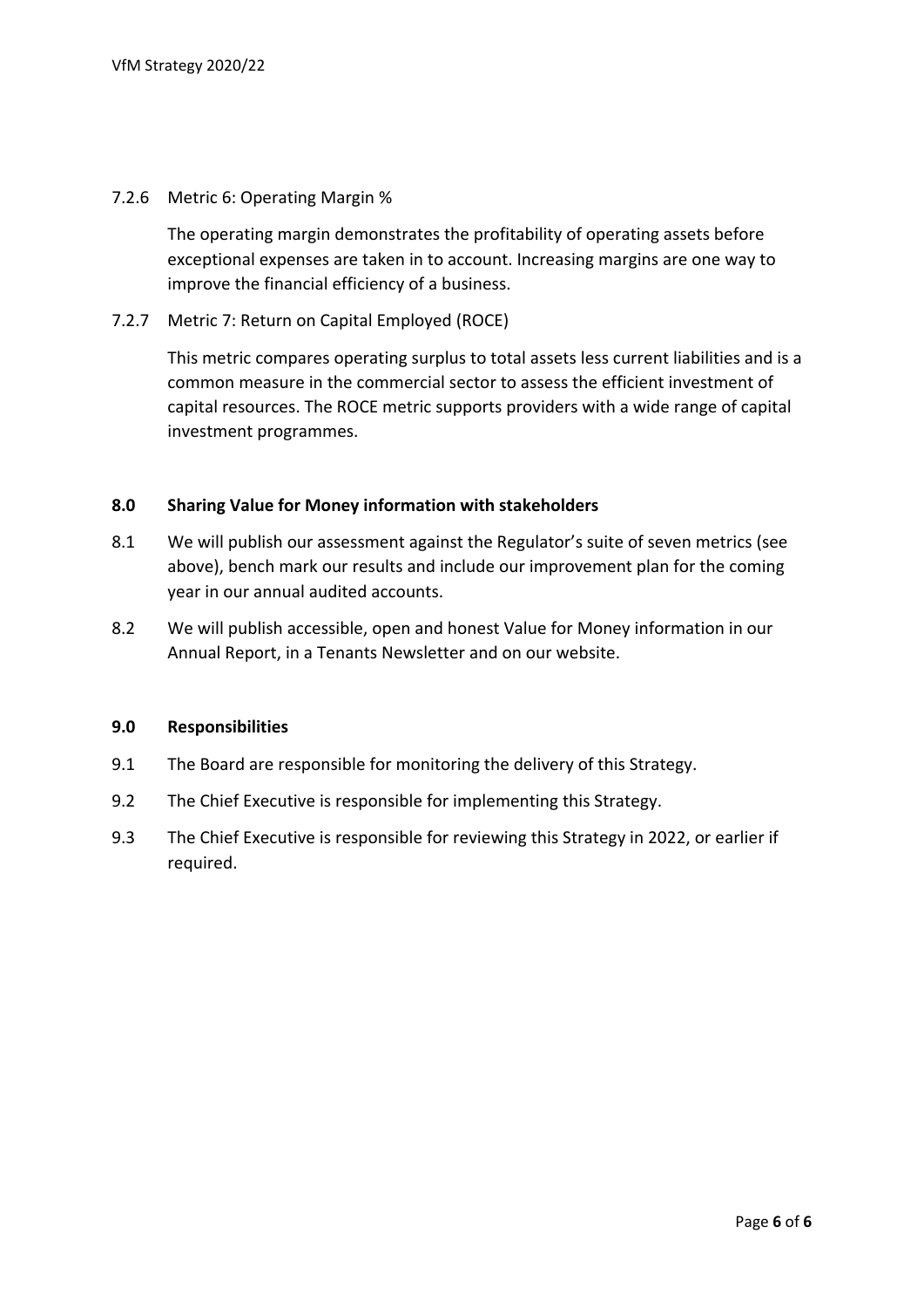7.2.6 Metric 6: Operating Margin %

The operating margin demonstrates the profitability of operating assets before exceptional expenses are taken in to account. Increasing margins are one way to improve the financial efficiency of a business.

7.2.7 Metric 7: Return on Capital Employed (ROCE)

This metric compares operating surplus to total assets less current liabilities and is a common measure in the commercial sector to assess the efficient investment of capital resources. The ROCE metric supports providers with a wide range of capital investment programmes.

## 8.0 Sharing Value for Money information with stakeholders

8.1 We will publish our assessment against the Regulator's suite of seven metrics (see above), bench mark our results and include our improvement plan for the coming year in our annual audited accounts.

8.2 We will publish accessible, open and honest Value for Money information in our Annual Report, in a Tenants Newsletter and on our website.

## 9.0 Responsibilities

9.1 The Board are responsible for monitoring the delivery of this Strategy.

9.2 The Chief Executive is responsible for implementing this Strategy.

9.3 The Chief Executive is responsible for reviewing this Strategy in 2022, or earlier if required.